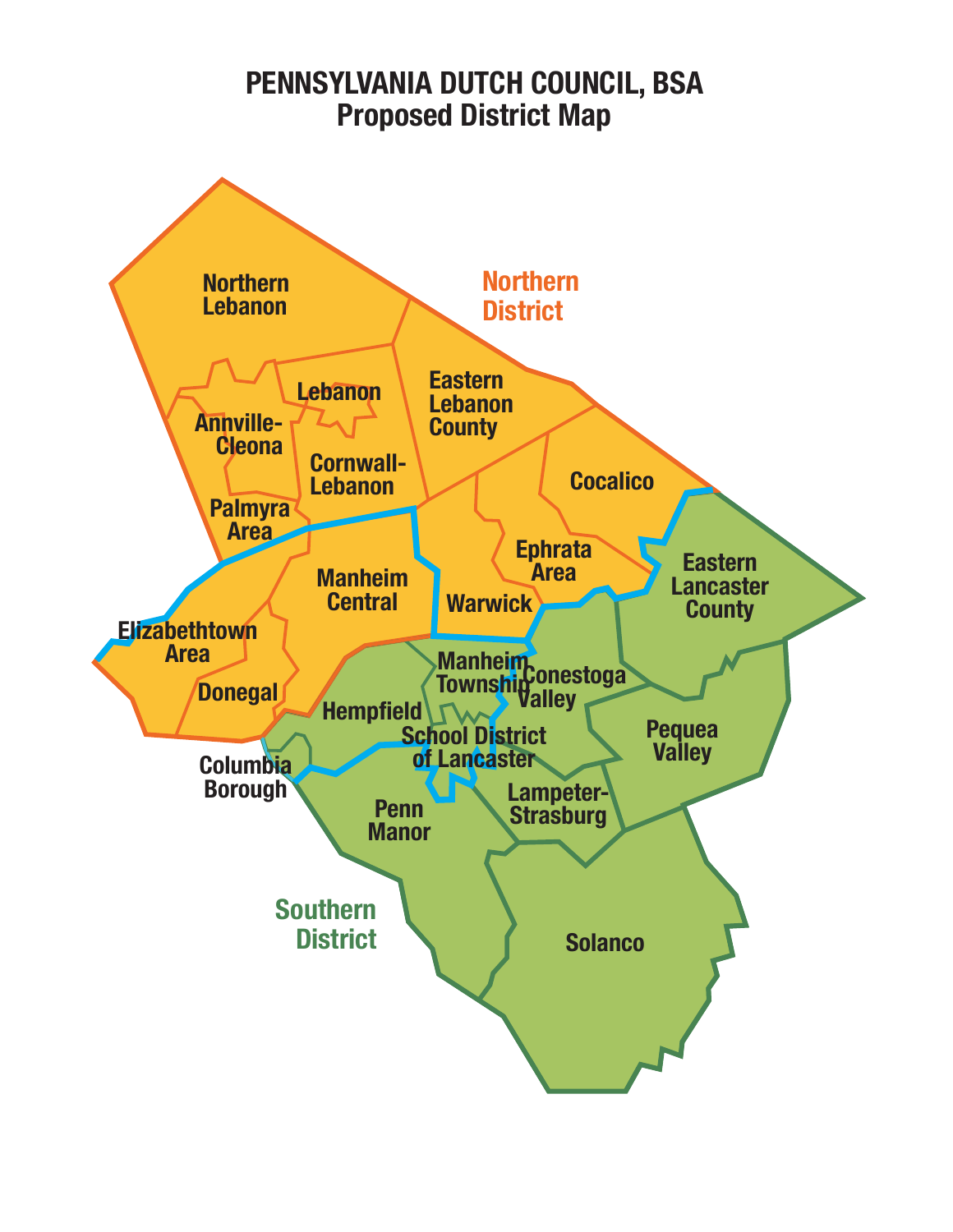# PENNSYLVANIA DUTCH COUNCIL, BSA
## Proposed District Map

**Northern District**

- Northern Lebanon
- Lebanon
- Annville-Cleona
- Eastern Lebanon County
- Cornwall-Lebanon
- Cocalico
- Palmyra Area
- Ephrata Area
- Manheim Central
- Warwick
- Elizabethtown Area
- Donegal

**Southern District**

- Eastern Lancaster County
- Manheim Township
- Conestoga Valley
- Hempfield
- School District of Lancaster
- Pequea Valley
- Columbia Borough
- Lampeter-Strasburg
- Penn Manor
- Solanco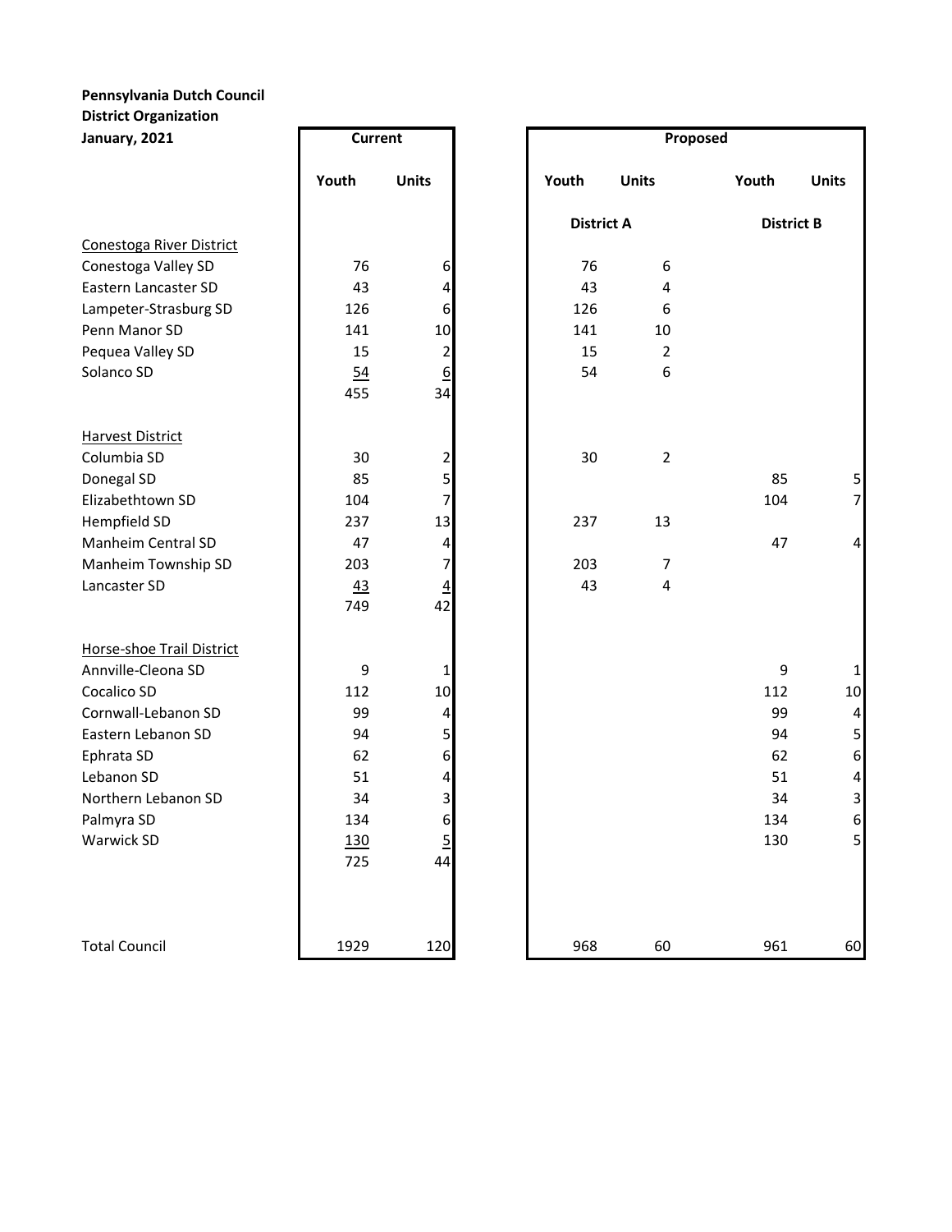**Pennsylvania Dutch Council**
**District Organization**
**January, 2021**

| | Current | | Proposed | | | |
|---|---|---|---|---|---|---|
| | Youth | Units | Youth | Units | Youth | Units |
| | | | District A | | District B | |
| Conestoga River District | | | | | | |
| Conestoga Valley SD | 76 | 6 | 76 | 6 | | |
| Eastern Lancaster SD | 43 | 4 | 43 | 4 | | |
| Lampeter-Strasburg SD | 126 | 6 | 126 | 6 | | |
| Penn Manor SD | 141 | 10 | 141 | 10 | | |
| Pequea Valley SD | 15 | 2 | 15 | 2 | | |
| Solanco SD | 54 | 6 | 54 | 6 | | |
| | 455 | 34 | | | | |
| Harvest District | | | | | | |
| Columbia SD | 30 | 2 | 30 | 2 | | |
| Donegal SD | 85 | 5 | | | 85 | 5 |
| Elizabethtown SD | 104 | 7 | | | 104 | 7 |
| Hempfield SD | 237 | 13 | 237 | 13 | | |
| Manheim Central SD | 47 | 4 | | | 47 | 4 |
| Manheim Township SD | 203 | 7 | 203 | 7 | | |
| Lancaster SD | 43 | 4 | 43 | 4 | | |
| | 749 | 42 | | | | |
| Horse-shoe Trail District | | | | | | |
| Annville-Cleona SD | 9 | 1 | | | 9 | 1 |
| Cocalico SD | 112 | 10 | | | 112 | 10 |
| Cornwall-Lebanon SD | 99 | 4 | | | 99 | 4 |
| Eastern Lebanon SD | 94 | 5 | | | 94 | 5 |
| Ephrata SD | 62 | 6 | | | 62 | 6 |
| Lebanon SD | 51 | 4 | | | 51 | 4 |
| Northern Lebanon SD | 34 | 3 | | | 34 | 3 |
| Palmyra SD | 134 | 6 | | | 134 | 6 |
| Warwick SD | 130 | 5 | | | 130 | 5 |
| | 725 | 44 | | | | |
| Total Council | 1929 | 120 | 968 | 60 | 961 | 60 |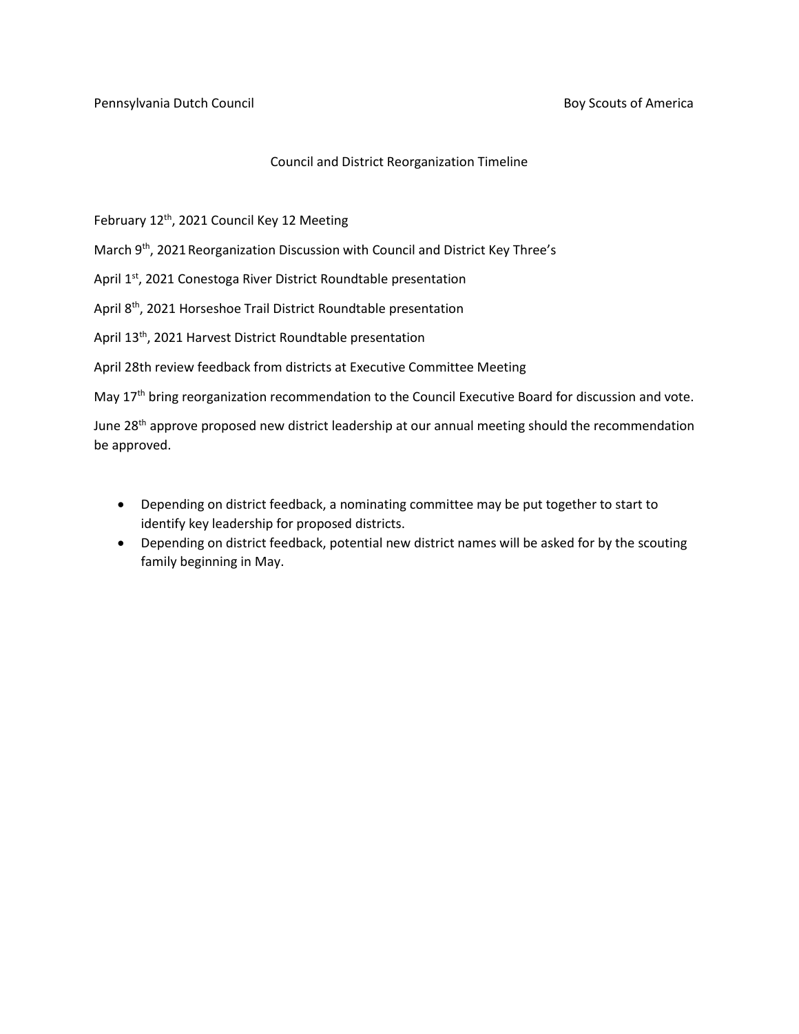Pennsylvania Dutch Council Boy Scouts of America

Council and District Reorganization Timeline

February 12th, 2021 Council Key 12 Meeting

March 9th, 2021 Reorganization Discussion with Council and District Key Three's

April 1st, 2021 Conestoga River District Roundtable presentation

April 8th, 2021 Horseshoe Trail District Roundtable presentation

April 13th, 2021 Harvest District Roundtable presentation

April 28th review feedback from districts at Executive Committee Meeting

May 17th bring reorganization recommendation to the Council Executive Board for discussion and vote.

June 28th approve proposed new district leadership at our annual meeting should the recommendation be approved.

- Depending on district feedback, a nominating committee may be put together to start to identify key leadership for proposed districts.
- Depending on district feedback, potential new district names will be asked for by the scouting family beginning in May.